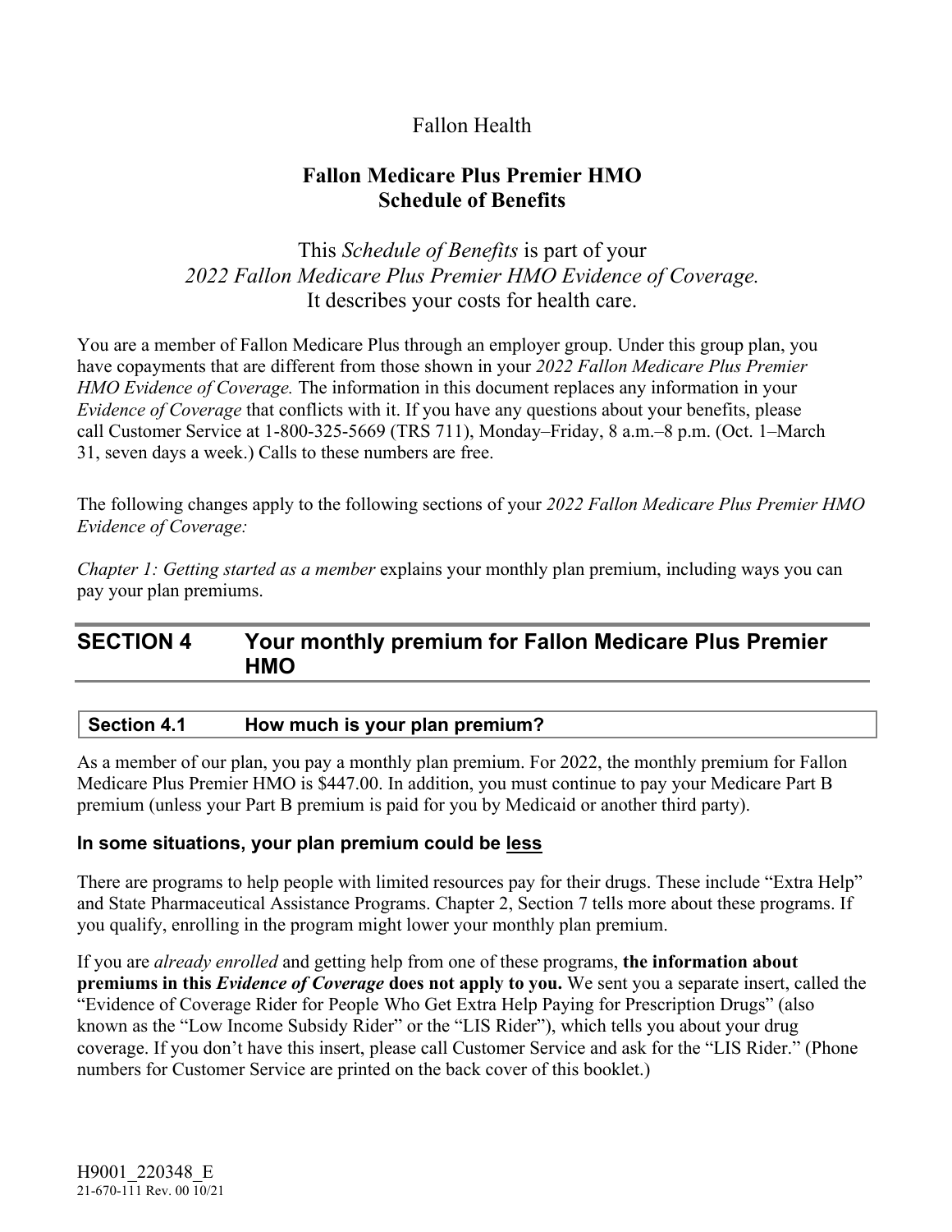Fallon Health

# Fallon Medicare Plus Premier HMO Schedule of Benefits

This *Schedule of Benefits* is part of your *2022 Fallon Medicare Plus Premier HMO Evidence of Coverage.* It describes your costs for health care.

You are a member of Fallon Medicare Plus through an employer group. Under this group plan, you have copayments that are different from those shown in your *2022 Fallon Medicare Plus Premier HMO Evidence of Coverage.* The information in this document replaces any information in your *Evidence of Coverage* that conflicts with it. If you have any questions about your benefits, please call Customer Service at 1-800-325-5669 (TRS 711), Monday–Friday, 8 a.m.–8 p.m. (Oct. 1–March 31, seven days a week.) Calls to these numbers are free.

The following changes apply to the following sections of your *2022 Fallon Medicare Plus Premier HMO Evidence of Coverage:*

*Chapter 1: Getting started as a member* explains your monthly plan premium, including ways you can pay your plan premiums.

## SECTION 4 Your monthly premium for Fallon Medicare Plus Premier HMO

### Section 4.1 How much is your plan premium?

As a member of our plan, you pay a monthly plan premium. For 2022, the monthly premium for Fallon Medicare Plus Premier HMO is $447.00. In addition, you must continue to pay your Medicare Part B premium (unless your Part B premium is paid for you by Medicaid or another third party).

#### In some situations, your plan premium could be less

There are programs to help people with limited resources pay for their drugs. These include "Extra Help" and State Pharmaceutical Assistance Programs. Chapter 2, Section 7 tells more about these programs. If you qualify, enrolling in the program might lower your monthly plan premium.

If you are *already enrolled* and getting help from one of these programs, **the information about premiums in this *Evidence of Coverage* does not apply to you.** We sent you a separate insert, called the "Evidence of Coverage Rider for People Who Get Extra Help Paying for Prescription Drugs" (also known as the "Low Income Subsidy Rider" or the "LIS Rider"), which tells you about your drug coverage. If you don't have this insert, please call Customer Service and ask for the "LIS Rider." (Phone numbers for Customer Service are printed on the back cover of this booklet.)

H9001_220348_E
21-670-111 Rev. 00 10/21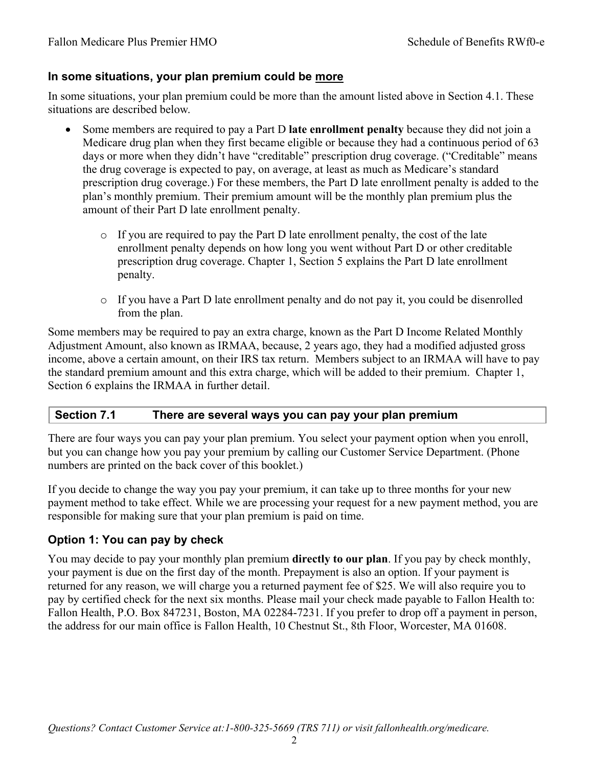### In some situations, your plan premium could be <u>more</u>

In some situations, your plan premium could be more than the amount listed above in Section 4.1. These situations are described below.

- Some members are required to pay a Part D **late enrollment penalty** because they did not join a Medicare drug plan when they first became eligible or because they had a continuous period of 63 days or more when they didn't have "creditable" prescription drug coverage. ("Creditable" means the drug coverage is expected to pay, on average, at least as much as Medicare's standard prescription drug coverage.) For these members, the Part D late enrollment penalty is added to the plan's monthly premium. Their premium amount will be the monthly plan premium plus the amount of their Part D late enrollment penalty.
    - If you are required to pay the Part D late enrollment penalty, the cost of the late enrollment penalty depends on how long you went without Part D or other creditable prescription drug coverage. Chapter 1, Section 5 explains the Part D late enrollment penalty.
    - If you have a Part D late enrollment penalty and do not pay it, you could be disenrolled from the plan.

Some members may be required to pay an extra charge, known as the Part D Income Related Monthly Adjustment Amount, also known as IRMAA, because, 2 years ago, they had a modified adjusted gross income, above a certain amount, on their IRS tax return. Members subject to an IRMAA will have to pay the standard premium amount and this extra charge, which will be added to their premium. Chapter 1, Section 6 explains the IRMAA in further detail.

## Section 7.1 There are several ways you can pay your plan premium

There are four ways you can pay your plan premium. You select your payment option when you enroll, but you can change how you pay your premium by calling our Customer Service Department. (Phone numbers are printed on the back cover of this booklet.)

If you decide to change the way you pay your premium, it can take up to three months for your new payment method to take effect. While we are processing your request for a new payment method, you are responsible for making sure that your plan premium is paid on time.

### Option 1: You can pay by check

You may decide to pay your monthly plan premium **directly to our plan**. If you pay by check monthly, your payment is due on the first day of the month. Prepayment is also an option. If your payment is returned for any reason, we will charge you a returned payment fee of $25. We will also require you to pay by certified check for the next six months. Please mail your check made payable to Fallon Health to: Fallon Health, P.O. Box 847231, Boston, MA 02284-7231. If you prefer to drop off a payment in person, the address for our main office is Fallon Health, 10 Chestnut St., 8th Floor, Worcester, MA 01608.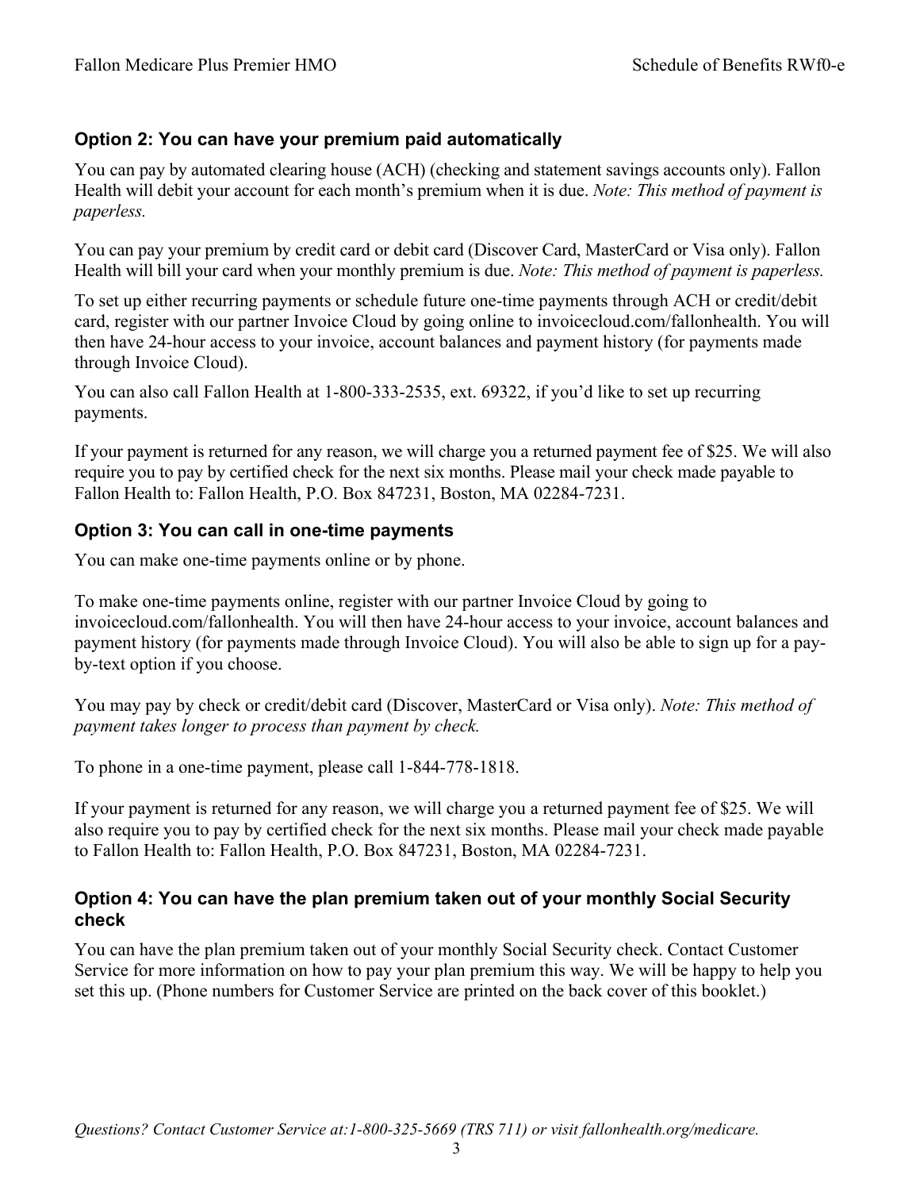### Option 2: You can have your premium paid automatically

You can pay by automated clearing house (ACH) (checking and statement savings accounts only). Fallon Health will debit your account for each month's premium when it is due. *Note: This method of payment is paperless.*

You can pay your premium by credit card or debit card (Discover Card, MasterCard or Visa only). Fallon Health will bill your card when your monthly premium is due. *Note: This method of payment is paperless.*

To set up either recurring payments or schedule future one-time payments through ACH or credit/debit card, register with our partner Invoice Cloud by going online to invoicecloud.com/fallonhealth. You will then have 24-hour access to your invoice, account balances and payment history (for payments made through Invoice Cloud).

You can also call Fallon Health at 1-800-333-2535, ext. 69322, if you'd like to set up recurring payments.

If your payment is returned for any reason, we will charge you a returned payment fee of $25. We will also require you to pay by certified check for the next six months. Please mail your check made payable to Fallon Health to: Fallon Health, P.O. Box 847231, Boston, MA 02284-7231.

### Option 3: You can call in one-time payments

You can make one-time payments online or by phone.

To make one-time payments online, register with our partner Invoice Cloud by going to invoicecloud.com/fallonhealth. You will then have 24-hour access to your invoice, account balances and payment history (for payments made through Invoice Cloud). You will also be able to sign up for a pay-by-text option if you choose.

You may pay by check or credit/debit card (Discover, MasterCard or Visa only). *Note: This method of payment takes longer to process than payment by check.*

To phone in a one-time payment, please call 1-844-778-1818.

If your payment is returned for any reason, we will charge you a returned payment fee of $25. We will also require you to pay by certified check for the next six months. Please mail your check made payable to Fallon Health to: Fallon Health, P.O. Box 847231, Boston, MA 02284-7231.

### Option 4: You can have the plan premium taken out of your monthly Social Security check

You can have the plan premium taken out of your monthly Social Security check. Contact Customer Service for more information on how to pay your plan premium this way. We will be happy to help you set this up. (Phone numbers for Customer Service are printed on the back cover of this booklet.)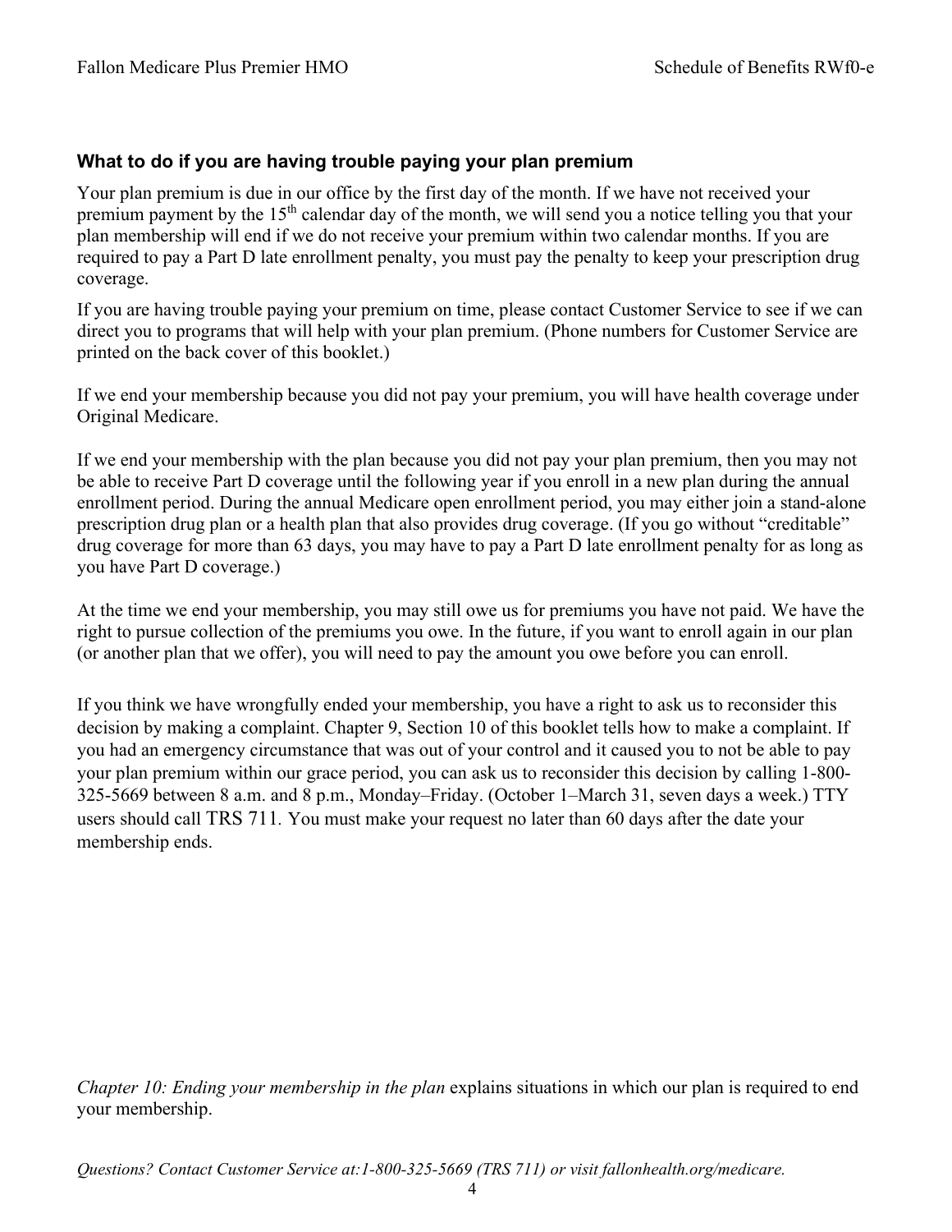### What to do if you are having trouble paying your plan premium

Your plan premium is due in our office by the first day of the month. If we have not received your premium payment by the 15th calendar day of the month, we will send you a notice telling you that your plan membership will end if we do not receive your premium within two calendar months. If you are required to pay a Part D late enrollment penalty, you must pay the penalty to keep your prescription drug coverage.

If you are having trouble paying your premium on time, please contact Customer Service to see if we can direct you to programs that will help with your plan premium. (Phone numbers for Customer Service are printed on the back cover of this booklet.)

If we end your membership because you did not pay your premium, you will have health coverage under Original Medicare.

If we end your membership with the plan because you did not pay your plan premium, then you may not be able to receive Part D coverage until the following year if you enroll in a new plan during the annual enrollment period. During the annual Medicare open enrollment period, you may either join a stand-alone prescription drug plan or a health plan that also provides drug coverage. (If you go without "creditable" drug coverage for more than 63 days, you may have to pay a Part D late enrollment penalty for as long as you have Part D coverage.)

At the time we end your membership, you may still owe us for premiums you have not paid. We have the right to pursue collection of the premiums you owe. In the future, if you want to enroll again in our plan (or another plan that we offer), you will need to pay the amount you owe before you can enroll.

If you think we have wrongfully ended your membership, you have a right to ask us to reconsider this decision by making a complaint. Chapter 9, Section 10 of this booklet tells how to make a complaint. If you had an emergency circumstance that was out of your control and it caused you to not be able to pay your plan premium within our grace period, you can ask us to reconsider this decision by calling 1-800-325-5669 between 8 a.m. and 8 p.m., Monday–Friday. (October 1–March 31, seven days a week.) TTY users should call TRS 711. You must make your request no later than 60 days after the date your membership ends.

*Chapter 10: Ending your membership in the plan* explains situations in which our plan is required to end your membership.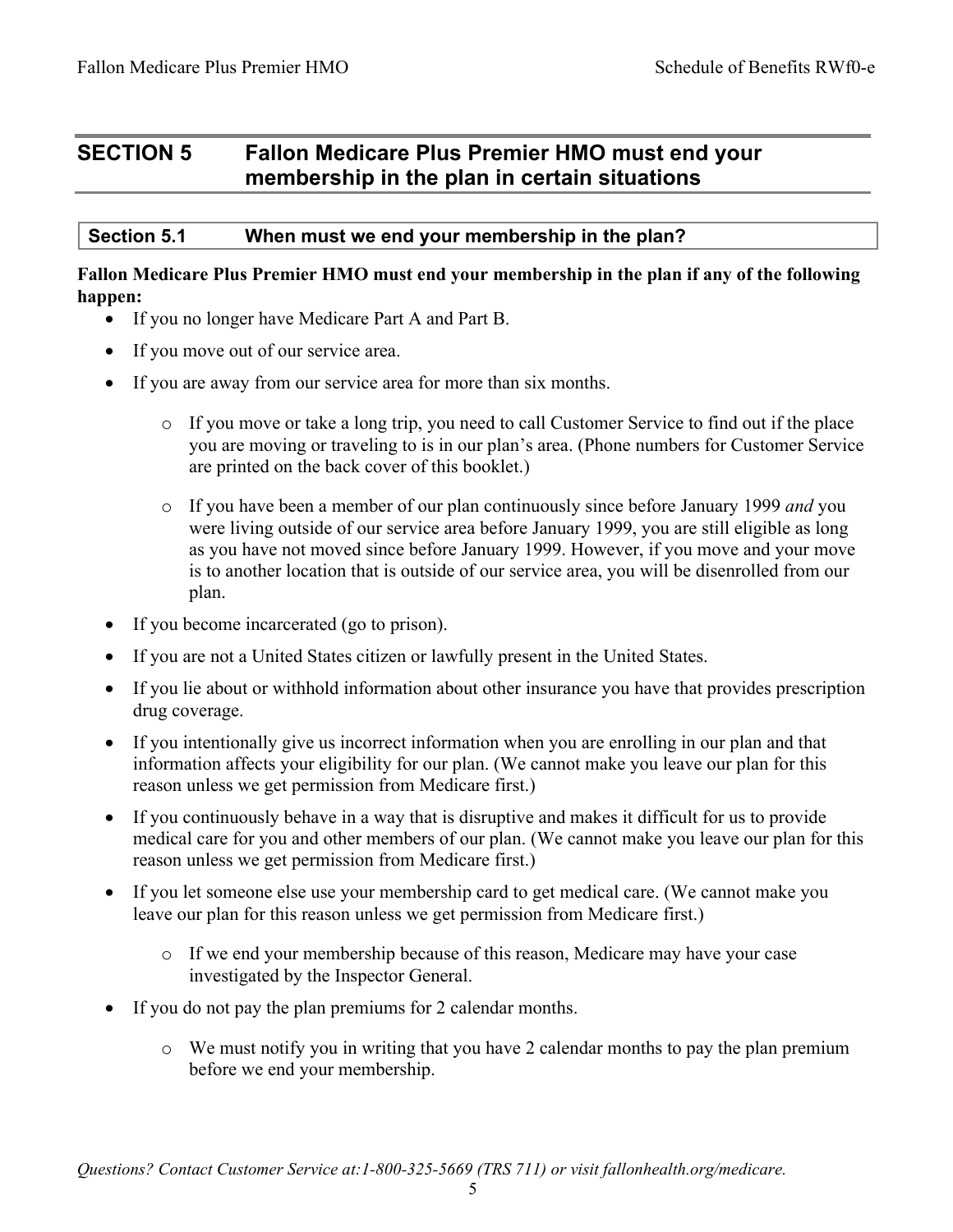## SECTION 5 Fallon Medicare Plus Premier HMO must end your membership in the plan in certain situations

### Section 5.1 When must we end your membership in the plan?

**Fallon Medicare Plus Premier HMO must end your membership in the plan if any of the following happen:**

- If you no longer have Medicare Part A and Part B.
- If you move out of our service area.
- If you are away from our service area for more than six months.
  - If you move or take a long trip, you need to call Customer Service to find out if the place you are moving or traveling to is in our plan's area. (Phone numbers for Customer Service are printed on the back cover of this booklet.)
  - If you have been a member of our plan continuously since before January 1999 *and* you were living outside of our service area before January 1999, you are still eligible as long as you have not moved since before January 1999. However, if you move and your move is to another location that is outside of our service area, you will be disenrolled from our plan.
- If you become incarcerated (go to prison).
- If you are not a United States citizen or lawfully present in the United States.
- If you lie about or withhold information about other insurance you have that provides prescription drug coverage.
- If you intentionally give us incorrect information when you are enrolling in our plan and that information affects your eligibility for our plan. (We cannot make you leave our plan for this reason unless we get permission from Medicare first.)
- If you continuously behave in a way that is disruptive and makes it difficult for us to provide medical care for you and other members of our plan. (We cannot make you leave our plan for this reason unless we get permission from Medicare first.)
- If you let someone else use your membership card to get medical care. (We cannot make you leave our plan for this reason unless we get permission from Medicare first.)
  - If we end your membership because of this reason, Medicare may have your case investigated by the Inspector General.
- If you do not pay the plan premiums for 2 calendar months.
  - We must notify you in writing that you have 2 calendar months to pay the plan premium before we end your membership.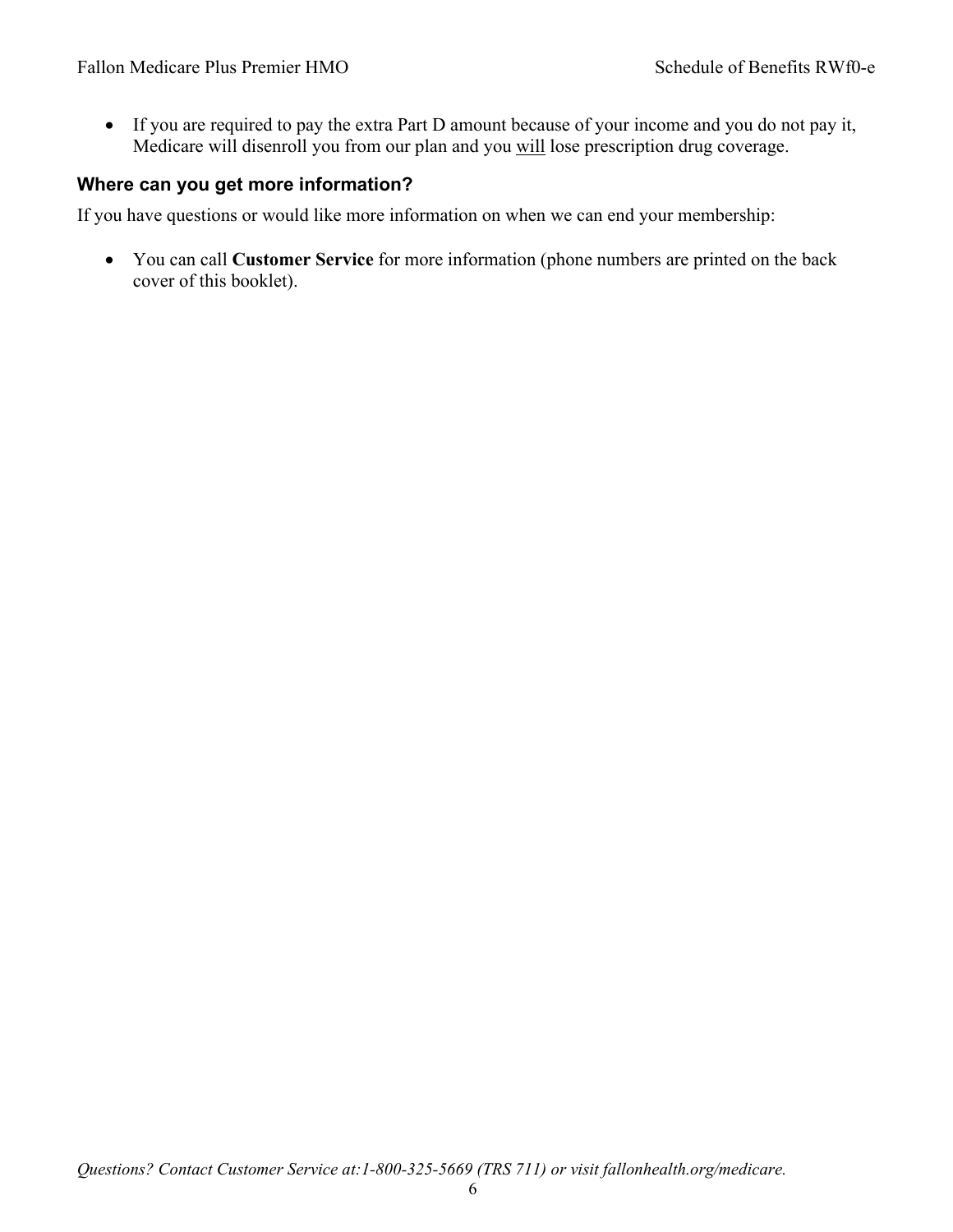- If you are required to pay the extra Part D amount because of your income and you do not pay it, Medicare will disenroll you from our plan and you <u>will</u> lose prescription drug coverage.

### Where can you get more information?

If you have questions or would like more information on when we can end your membership:

- You can call **Customer Service** for more information (phone numbers are printed on the back cover of this booklet).